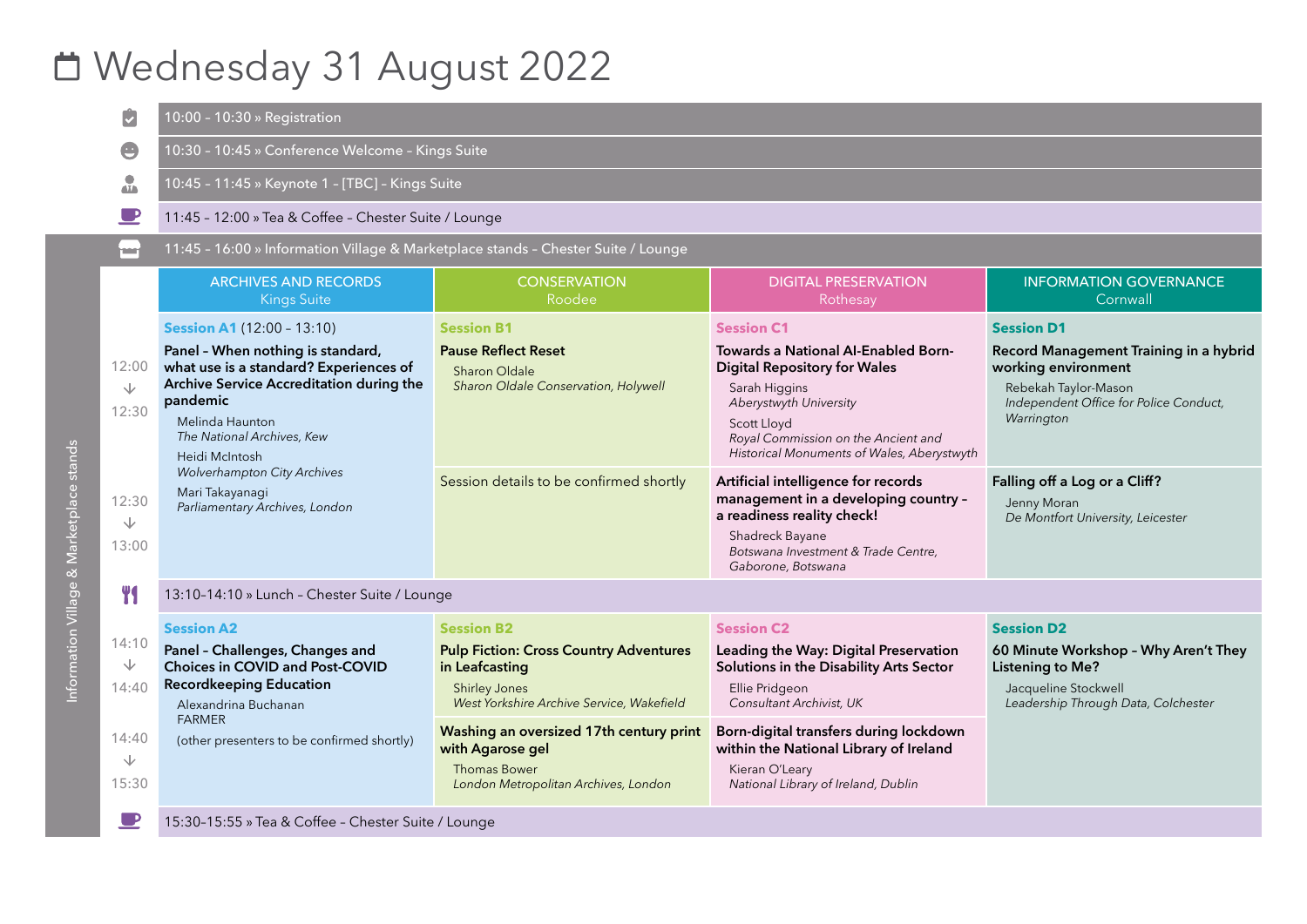# Wednesday 31 August 2022

- 10:00 – 10:30 » Registration
- 10:30 – 10:45 » Conference Welcome – Kings Suite
- 10:45 – 11:45 » Keynote 1 – [TBC] – Kings Suite
- 11:45 – 12:00 » Tea & Coffee – Chester Suite / Lounge
- 11:45 – 16:00 » Information Village & Marketplace stands – Chester Suite / Lounge

| Time | ARCHIVES AND RECORDS<br>Kings Suite | CONSERVATION<br>Roodee | DIGITAL PRESERVATION<br>Rothesay | INFORMATION GOVERNANCE<br>Cornwall |
|---|---|---|---|---|
| 12:00 → 12:30 | **Session A1** (12:00 – 13:10)<br>**Panel – When nothing is standard, what use is a standard? Experiences of Archive Service Accreditation during the pandemic**<br>Melinda Haunton<br>*The National Archives, Kew*<br>Heidi McIntosh<br>*Wolverhampton City Archives*<br>Mari Takayanagi<br>*Parliamentary Archives, London* | **Session B1**<br>**Pause Reflect Reset**<br>Sharon Oldale<br>*Sharon Oldale Conservation, Holywell* | **Session C1**<br>**Towards a National AI-Enabled Born-Digital Repository for Wales**<br>Sarah Higgins<br>*Aberystwyth University*<br>Scott Lloyd<br>*Royal Commission on the Ancient and Historical Monuments of Wales, Aberystwyth* | **Session D1**<br>**Record Management Training in a hybrid working environment**<br>Rebekah Taylor-Mason<br>*Independent Office for Police Conduct, Warrington* |
| 12:30 → 13:00 | | Session details to be confirmed shortly | **Artificial intelligence for records management in a developing country – a readiness reality check!**<br>Shadreck Bayane<br>*Botswana Investment & Trade Centre, Gaborone, Botswana* | **Falling off a Log or a Cliff?**<br>Jenny Moran<br>*De Montfort University, Leicester* |
| 13:10–14:10 | 13:10–14:10 » Lunch – Chester Suite / Lounge | | | |
| 14:10 → 14:40 | **Session A2**<br>**Panel – Challenges, Changes and Choices in COVID and Post-COVID Recordkeeping Education**<br>Alexandrina Buchanan<br>FARMER<br>(other presenters to be confirmed shortly) | **Session B2**<br>**Pulp Fiction: Cross Country Adventures in Leafcasting**<br>Shirley Jones<br>*West Yorkshire Archive Service, Wakefield* | **Session C2**<br>**Leading the Way: Digital Preservation Solutions in the Disability Arts Sector**<br>Ellie Pridgeon<br>*Consultant Archivist, UK* | **Session D2**<br>**60 Minute Workshop – Why Aren't They Listening to Me?**<br>Jacqueline Stockwell<br>*Leadership Through Data, Colchester* |
| 14:40 → 15:30 | | **Washing an oversized 17th century print with Agarose gel**<br>Thomas Bower<br>*London Metropolitan Archives, London* | **Born-digital transfers during lockdown within the National Library of Ireland**<br>Kieran O'Leary<br>*National Library of Ireland, Dublin* | |
| 15:30–15:55 | 15:30–15:55 » Tea & Coffee – Chester Suite / Lounge | | | |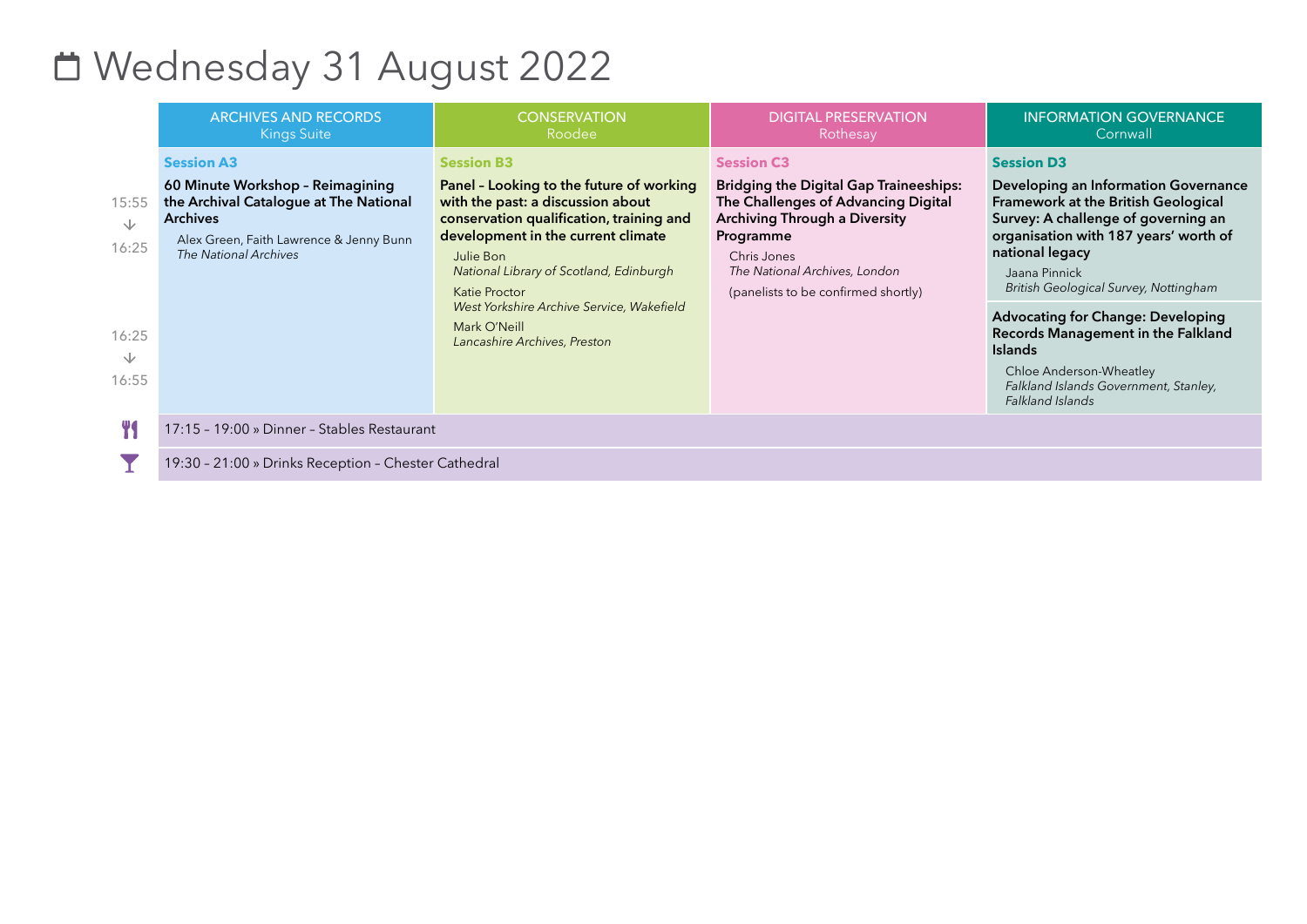# Wednesday 31 August 2022

| | ARCHIVES AND RECORDS<br>Kings Suite | CONSERVATION<br>Roodee | DIGITAL PRESERVATION<br>Rothesay | INFORMATION GOVERNANCE<br>Cornwall |
|---|---|---|---|---|
| | **Session A3** | **Session B3** | **Session C3** | **Session D3** |
| 15:55 → 16:25 | **60 Minute Workshop – Reimagining the Archival Catalogue at The National Archives**<br>Alex Green, Faith Lawrence & Jenny Bunn<br>*The National Archives* | **Panel – Looking to the future of working with the past: a discussion about conservation qualification, training and development in the current climate**<br>Julie Bon<br>*National Library of Scotland, Edinburgh*<br>Katie Proctor<br>*West Yorkshire Archive Service, Wakefield*<br>Mark O'Neill<br>*Lancashire Archives, Preston* | **Bridging the Digital Gap Traineeships: The Challenges of Advancing Digital Archiving Through a Diversity Programme**<br>Chris Jones<br>*The National Archives, London*<br>(panelists to be confirmed shortly) | **Developing an Information Governance Framework at the British Geological Survey: A challenge of governing an organisation with 187 years' worth of national legacy**<br>Jaana Pinnick<br>*British Geological Survey, Nottingham* |
| 16:25 → 16:55 | | | | **Advocating for Change: Developing Records Management in the Falkland Islands**<br>Chloe Anderson-Wheatley<br>*Falkland Islands Government, Stanley, Falkland Islands* |

17:15 – 19:00 » Dinner – Stables Restaurant

19:30 – 21:00 » Drinks Reception – Chester Cathedral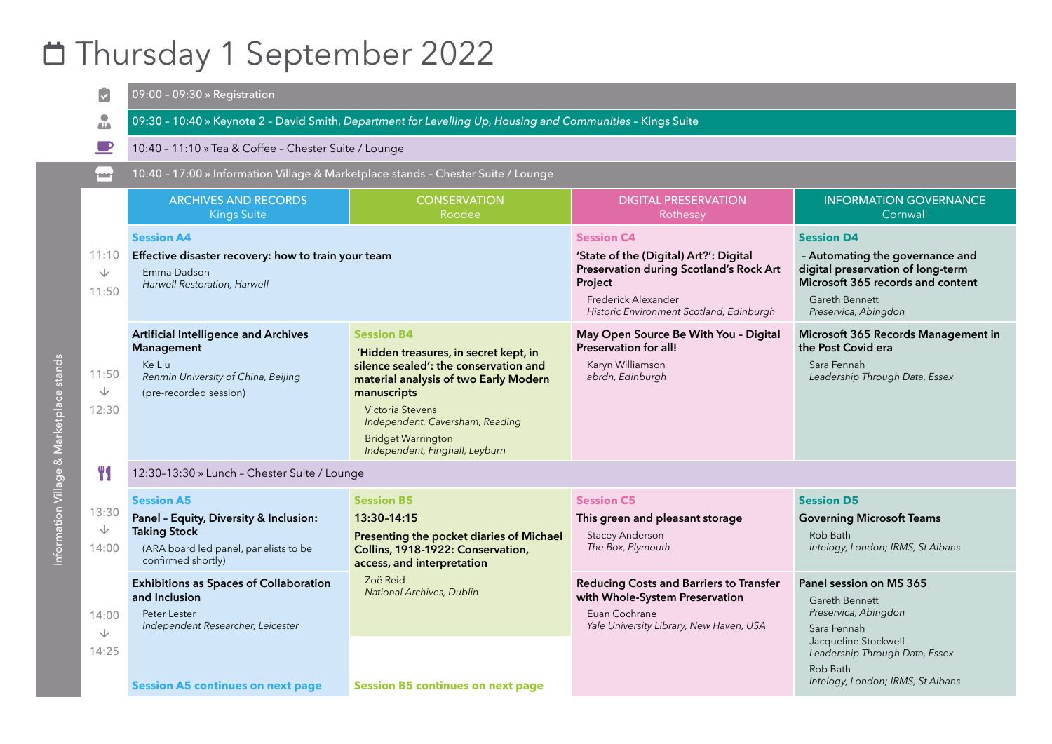# Thursday 1 September 2022

- 09:00 – 09:30 » Registration
- 09:30 – 10:40 » Keynote 2 – David Smith, *Department for Levelling Up, Housing and Communities* – Kings Suite
- 10:40 – 11:10 » Tea & Coffee – Chester Suite / Lounge
- 10:40 – 17:00 » Information Village & Marketplace stands – Chester Suite / Lounge

| Time | ARCHIVES AND RECORDS<br>Kings Suite | CONSERVATION<br>Roodee | DIGITAL PRESERVATION<br>Rothesay | INFORMATION GOVERNANCE<br>Cornwall |
|---|---|---|---|---|
| 11:10 → 11:50 | **Session A4**<br>**Effective disaster recovery: how to train your team**<br>Emma Dadson<br>*Harwell Restoration, Harwell* | | **Session C4**<br>**'State of the (Digital) Art?': Digital Preservation during Scotland's Rock Art Project**<br>Frederick Alexander<br>*Historic Environment Scotland, Edinburgh* | **Session D4**<br>**– Automating the governance and digital preservation of long-term Microsoft 365 records and content**<br>Gareth Bennett<br>*Preservica, Abingdon* |
| 11:50 → 12:30 | **Artificial Intelligence and Archives Management**<br>Ke Liu<br>*Renmin University of China, Beijing*<br>(pre-recorded session) | **Session B4**<br>**'Hidden treasures, in secret kept, in silence sealed': the conservation and material analysis of two Early Modern manuscripts**<br>Victoria Stevens<br>*Independent, Caversham, Reading*<br>Bridget Warrington<br>*Independent, Finghall, Leyburn* | **May Open Source Be With You – Digital Preservation for all!**<br>Karyn Williamson<br>*abrdn, Edinburgh* | **Microsoft 365 Records Management in the Post Covid era**<br>Sara Fennah<br>*Leadership Through Data, Essex* |
| 12:30–13:30 | » Lunch – Chester Suite / Lounge | | | |
| 13:30 → 14:00 | **Session A5**<br>**Panel – Equity, Diversity & Inclusion: Taking Stock**<br>(ARA board led panel, panelists to be confirmed shortly) | **Session B5**<br>**13:30-14:15**<br>**Presenting the pocket diaries of Michael Collins, 1918-1922: Conservation, access, and interpretation**<br>Zoë Reid<br>*National Archives, Dublin* | **Session C5**<br>**This green and pleasant storage**<br>Stacey Anderson<br>*The Box, Plymouth* | **Session D5**<br>**Governing Microsoft Teams**<br>Rob Bath<br>*Intelogy, London; IRMS, St Albans* |
| 14:00 → 14:25 | **Exhibitions as Spaces of Collaboration and Inclusion**<br>Peter Lester<br>*Independent Researcher, Leicester*<br>**Session A5 continues on next page** | **Session B5 continues on next page** | **Reducing Costs and Barriers to Transfer with Whole-System Preservation**<br>Euan Cochrane<br>*Yale University Library, New Haven, USA* | **Panel session on MS 365**<br>Gareth Bennett<br>*Preservica, Abingdon*<br>Sara Fennah<br>Jacqueline Stockwell<br>*Leadership Through Data, Essex*<br>Rob Bath<br>*Intelogy, London; IRMS, St Albans* |

Information Village & Marketplace stands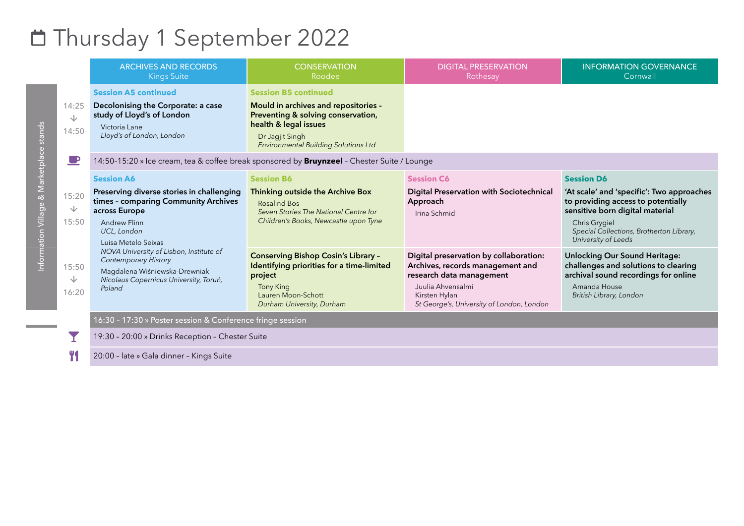# Thursday 1 September 2022

| Time | ARCHIVES AND RECORDS<br>Kings Suite | CONSERVATION<br>Roodee | DIGITAL PRESERVATION<br>Rothesay | INFORMATION GOVERNANCE<br>Cornwall |
|---|---|---|---|---|
| 14:25 → 14:50 | **Session A5 continued**<br>**Decolonising the Corporate: a case study of Lloyd's of London**<br>Victoria Lane<br>*Lloyd's of London, London* | **Session B5 continued**<br>**Mould in archives and repositories – Preventing & solving conservation, health & legal issues**<br>Dr Jagjit Singh<br>*Environmental Building Solutions Ltd* | | |
| | 14:50–15:20 » Ice cream, tea & coffee break sponsored by **Bruynzeel** – Chester Suite / Lounge | | | |
| 15:20 → 15:50 | **Session A6**<br>**Preserving diverse stories in challenging times – comparing Community Archives across Europe**<br>Andrew Flinn<br>*UCL, London*<br>Luisa Metelo Seixas<br>*NOVA University of Lisbon, Institute of Contemporary History*<br>Magdalena Wiśniewska-Drewniak<br>*Nicolaus Copernicus University, Toruń, Poland* | **Session B6**<br>**Thinking outside the Archive Box**<br>Rosalind Bos<br>*Seven Stories The National Centre for Children's Books, Newcastle upon Tyne* | **Session C6**<br>**Digital Preservation with Sociotechnical Approach**<br>Irina Schmid | **Session D6**<br>**'At scale' and 'specific': Two approaches to providing access to potentially sensitive born digital material**<br>Chris Grygiel<br>*Special Collections, Brotherton Library, University of Leeds* |
| 15:50 → 16:20 | | **Conserving Bishop Cosin's Library – Identifying priorities for a time-limited project**<br>Tony King<br>Lauren Moon-Schott<br>*Durham University, Durham* | **Digital preservation by collaboration: Archives, records management and research data management**<br>Juulia Ahvensalmi<br>Kirsten Hylan<br>*St George's, University of London, London* | **Unlocking Our Sound Heritage: challenges and solutions to clearing archival sound recordings for online**<br>Amanda House<br>*British Library, London* |
| | 16:30 – 17:30 » Poster session & Conference fringe session | | | |
| | 19:30 – 20:00 » Drinks Reception – Chester Suite | | | |
| | 20:00 – late » Gala dinner – Kings Suite | | | |

Information Village & Marketplace stands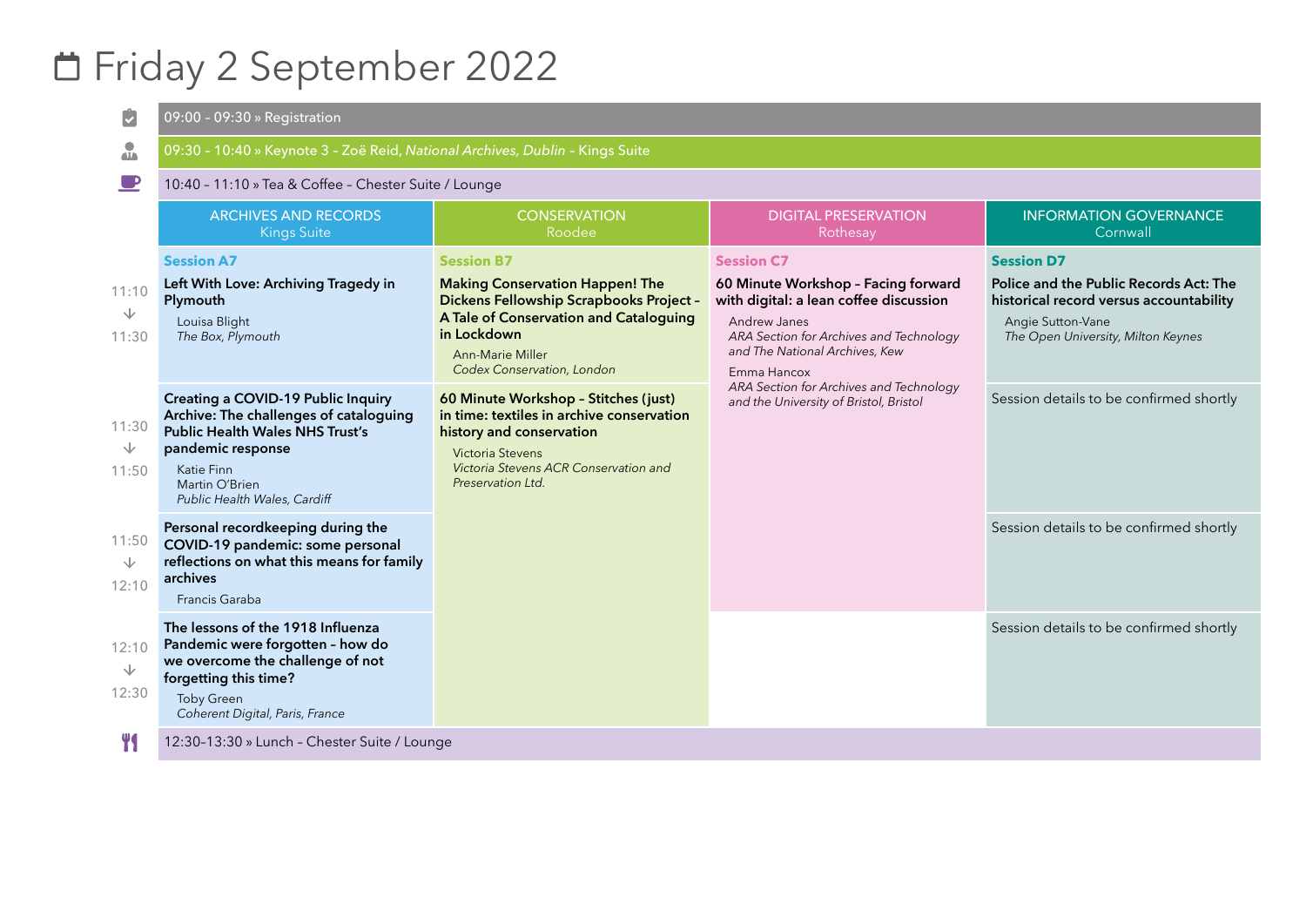# Friday 2 September 2022

09:00 – 09:30 » Registration

09:30 – 10:40 » Keynote 3 – Zoë Reid, *National Archives, Dublin* – Kings Suite

10:40 – 11:10 » Tea & Coffee – Chester Suite / Lounge

| | ARCHIVES AND RECORDS<br>Kings Suite | CONSERVATION<br>Roodee | DIGITAL PRESERVATION<br>Rothesay | INFORMATION GOVERNANCE<br>Cornwall |
|---|---|---|---|---|
| | **Session A7** | **Session B7** | **Session C7** | **Session D7** |
| 11:10 → 11:30 | **Left With Love: Archiving Tragedy in Plymouth**<br>Louisa Blight<br>*The Box, Plymouth* | **Making Conservation Happen! The Dickens Fellowship Scrapbooks Project – A Tale of Conservation and Cataloguing in Lockdown**<br>Ann-Marie Miller<br>*Codex Conservation, London* | **60 Minute Workshop – Facing forward with digital: a lean coffee discussion**<br>Andrew Janes<br>*ARA Section for Archives and Technology and The National Archives, Kew*<br>Emma Hancox<br>*ARA Section for Archives and Technology and the University of Bristol, Bristol* | **Police and the Public Records Act: The historical record versus accountability**<br>Angie Sutton-Vane<br>*The Open University, Milton Keynes* |
| 11:30 → 11:50 | **Creating a COVID-19 Public Inquiry Archive: The challenges of cataloguing Public Health Wales NHS Trust's pandemic response**<br>Katie Finn<br>Martin O'Brien<br>*Public Health Wales, Cardiff* | **60 Minute Workshop – Stitches (just) in time: textiles in archive conservation history and conservation**<br>Victoria Stevens<br>*Victoria Stevens ACR Conservation and Preservation Ltd.* | | Session details to be confirmed shortly |
| 11:50 → 12:10 | **Personal recordkeeping during the COVID-19 pandemic: some personal reflections on what this means for family archives**<br>Francis Garaba | | | Session details to be confirmed shortly |
| 12:10 → 12:30 | **The lessons of the 1918 Influenza Pandemic were forgotten – how do we overcome the challenge of not forgetting this time?**<br>Toby Green<br>*Coherent Digital, Paris, France* | | | Session details to be confirmed shortly |

12:30-13:30 » Lunch – Chester Suite / Lounge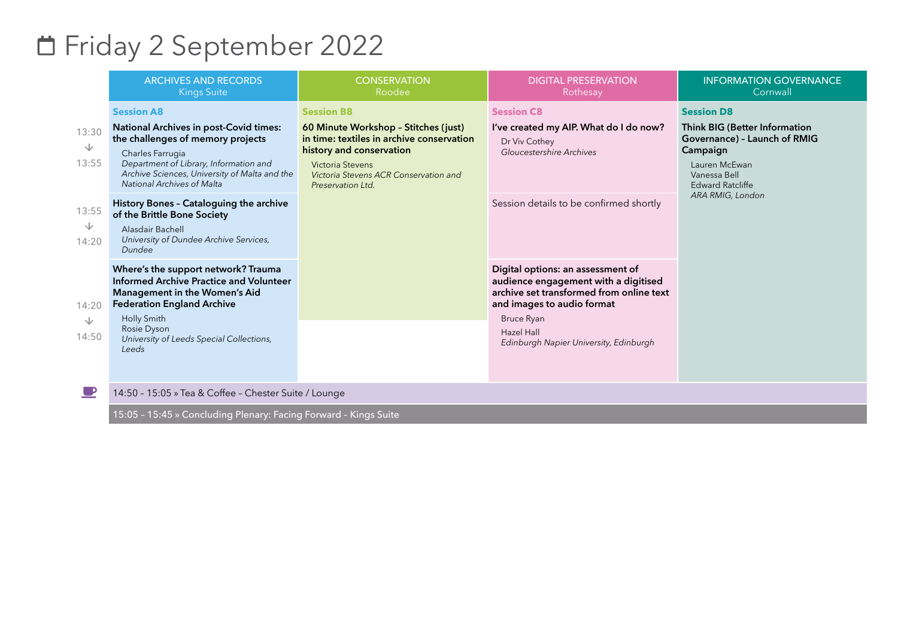# Friday 2 September 2022

| | ARCHIVES AND RECORDS<br>Kings Suite | CONSERVATION<br>Roodee | DIGITAL PRESERVATION<br>Rothesay | INFORMATION GOVERNANCE<br>Cornwall |
|---|---|---|---|---|
| | **Session A8** | **Session B8** | **Session C8** | **Session D8** |
| 13:30 → 13:55 | **National Archives in post-Covid times: the challenges of memory projects**<br>Charles Farrugia<br>*Department of Library, Information and Archive Sciences, University of Malta and the National Archives of Malta* | **60 Minute Workshop – Stitches (just) in time: textiles in archive conservation history and conservation**<br>Victoria Stevens<br>*Victoria Stevens ACR Conservation and Preservation Ltd.* | **I've created my AIP. What do I do now?**<br>Dr Viv Cothey<br>*Gloucestershire Archives* | **Think BIG (Better Information Governance) – Launch of RMIG Campaign**<br>Lauren McEwan<br>Vanessa Bell<br>Edward Ratcliffe<br>*ARA RMIG, London* |
| 13:55 → 14:20 | **History Bones – Cataloguing the archive of the Brittle Bone Society**<br>Alasdair Bachell<br>*University of Dundee Archive Services, Dundee* | | Session details to be confirmed shortly | |
| 14:20 → 14:50 | **Where's the support network? Trauma Informed Archive Practice and Volunteer Management in the Women's Aid Federation England Archive**<br>Holly Smith<br>Rosie Dyson<br>*University of Leeds Special Collections, Leeds* | | **Digital options: an assessment of audience engagement with a digitised archive set transformed from online text and images to audio format**<br>Bruce Ryan<br>Hazel Hall<br>*Edinburgh Napier University, Edinburgh* | |

14:50 – 15:05 » Tea & Coffee – Chester Suite / Lounge

15:05 – 15:45 » Concluding Plenary: Facing Forward – Kings Suite